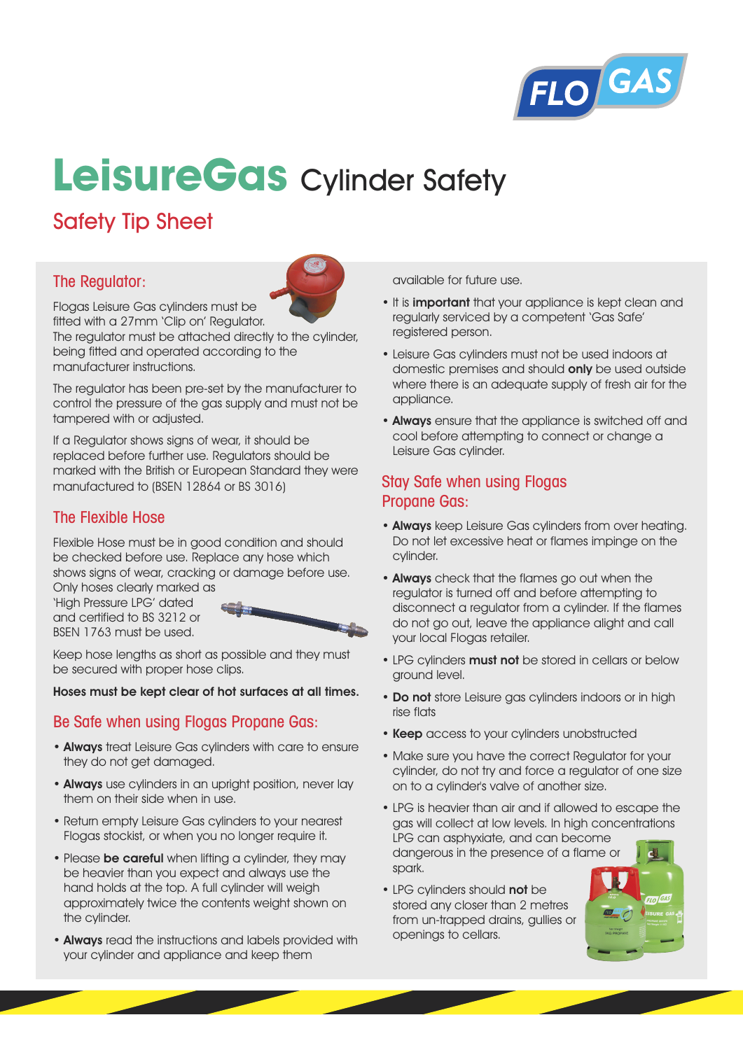# LeisureGas Cylinder Safety

## Safety Tip Sheet

### The Regulator:

Flogas Leisure Gas cylinders must be fitted with a 27mm 'Clip on' Regulator. The regulator must be attached directly to the cylinder, being fitted and operated according to the manufacturer instructions.

The regulator has been pre-set by the manufacturer to control the pressure of the gas supply and must not be tampered with or adjusted.

If a Regulator shows signs of wear, it should be replaced before further use. Regulators should be marked with the British or European Standard they were manufactured to (BSEN 12864 or BS 3016)

### The Flexible Hose

Flexible Hose must be in good condition and should be checked before use. Replace any hose which shows signs of wear, cracking or damage before use. Only hoses clearly marked as 'High Pressure LPG' dated and certified to BS 3212 or BSEN 1763 must be used.

Keep hose lengths as short as possible and they must be secured with proper hose clips.

**Hoses must be kept clear of hot surfaces at all times.**

### Be Safe when using Flogas Propane Gas:

- **Always** treat Leisure Gas cylinders with care to ensure they do not get damaged.
- **Always** use cylinders in an upright position, never lay them on their side when in use.
- Return empty Leisure Gas cylinders to your nearest Flogas stockist, or when you no longer require it.
- Please **be careful** when lifting a cylinder, they may be heavier than you expect and always use the hand holds at the top. A full cylinder will weigh approximately twice the contents weight shown on the cylinder.
- **Always** read the instructions and labels provided with your cylinder and appliance and keep them available for future use.
- It is **important** that your appliance is kept clean and regularly serviced by a competent 'Gas Safe' registered person.
- Leisure Gas cylinders must not be used indoors at domestic premises and should **only** be used outside where there is an adequate supply of fresh air for the appliance.
- **Always** ensure that the appliance is switched off and cool before attempting to connect or change a Leisure Gas cylinder.

### Stay Safe when using Flogas Propane Gas:

- **Always** keep Leisure Gas cylinders from over heating. Do not let excessive heat or flames impinge on the cylinder.
- **Always** check that the flames go out when the regulator is turned off and before attempting to disconnect a regulator from a cylinder. If the flames do not go out, leave the appliance alight and call your local Flogas retailer.
- LPG cylinders **must not** be stored in cellars or below ground level.
- **Do not** store Leisure gas cylinders indoors or in high rise flats
- **Keep** access to your cylinders unobstructed
- Make sure you have the correct Regulator for your cylinder, do not try and force a regulator of one size on to a cylinder's valve of another size.
- LPG is heavier than air and if allowed to escape the gas will collect at low levels. In high concentrations LPG can asphyxiate, and can become dangerous in the presence of a flame or spark.
- LPG cylinders should **not** be stored any closer than 2 metres from un-trapped drains, gullies or openings to cellars.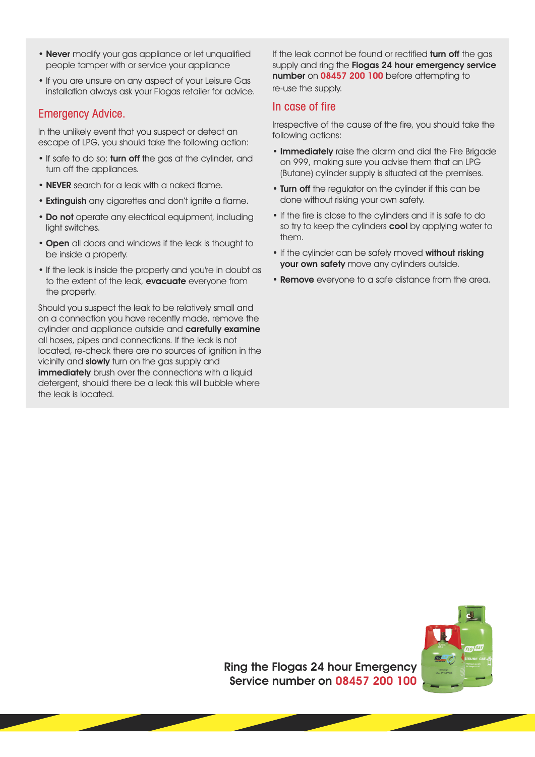- **Never** modify your gas appliance or let unqualified people tamper with or service your appliance
- If you are unsure on any aspect of your Leisure Gas installation always ask your Flogas retailer for advice.

## Emergency Advice.

In the unlikely event that you suspect or detect an escape of LPG, you should take the following action:

- If safe to do so; **turn off** the gas at the cylinder, and turn off the appliances.
- **NEVER** search for a leak with a naked flame.
- **Extinguish** any cigarettes and don't ignite a flame.
- **Do not** operate any electrical equipment, including light switches.
- **Open** all doors and windows if the leak is thought to be inside a property.
- If the leak is inside the property and you're in doubt as to the extent of the leak, **evacuate** everyone from the property.

Should you suspect the leak to be relatively small and on a connection you have recently made, remove the cylinder and appliance outside and **carefully examine** all hoses, pipes and connections. If the leak is not located, re-check there are no sources of ignition in the vicinity and **slowly** turn on the gas supply and **immediately** brush over the connections with a liquid detergent, should there be a leak this will bubble where the leak is located.

If the leak cannot be found or rectified **turn off** the gas supply and ring the **Flogas 24 hour emergency service number** on **08457 200 100** before attempting to re-use the supply.

## In case of fire

Irrespective of the cause of the fire, you should take the following actions:

- **Immediately** raise the alarm and dial the Fire Brigade on 999, making sure you advise them that an LPG (Butane) cylinder supply is situated at the premises.
- **Turn off** the regulator on the cylinder if this can be done without risking your own safety.
- If the fire is close to the cylinders and it is safe to do so try to keep the cylinders **cool** by applying water to them.
- If the cylinder can be safely moved **without risking your own safety** move any cylinders outside.
- **Remove** everyone to a safe distance from the area.

**Ring the Flogas 24 hour Emergency Service number on 08457 200 100**